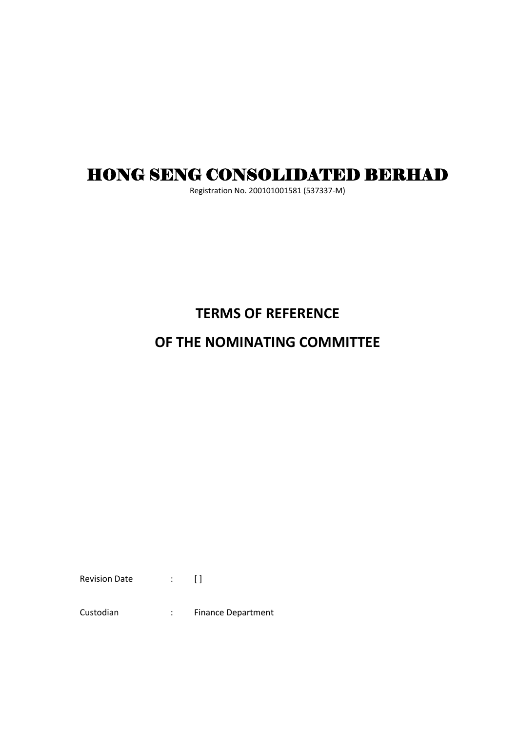# HONG SENG CONSOLIDATED BERHAD

Registration No. 200101001581 (537337-M)

## TERMS OF REFERENCE

## OF THE NOMINATING COMMITTEE

Revision Date : [ ]

Custodian : Finance Department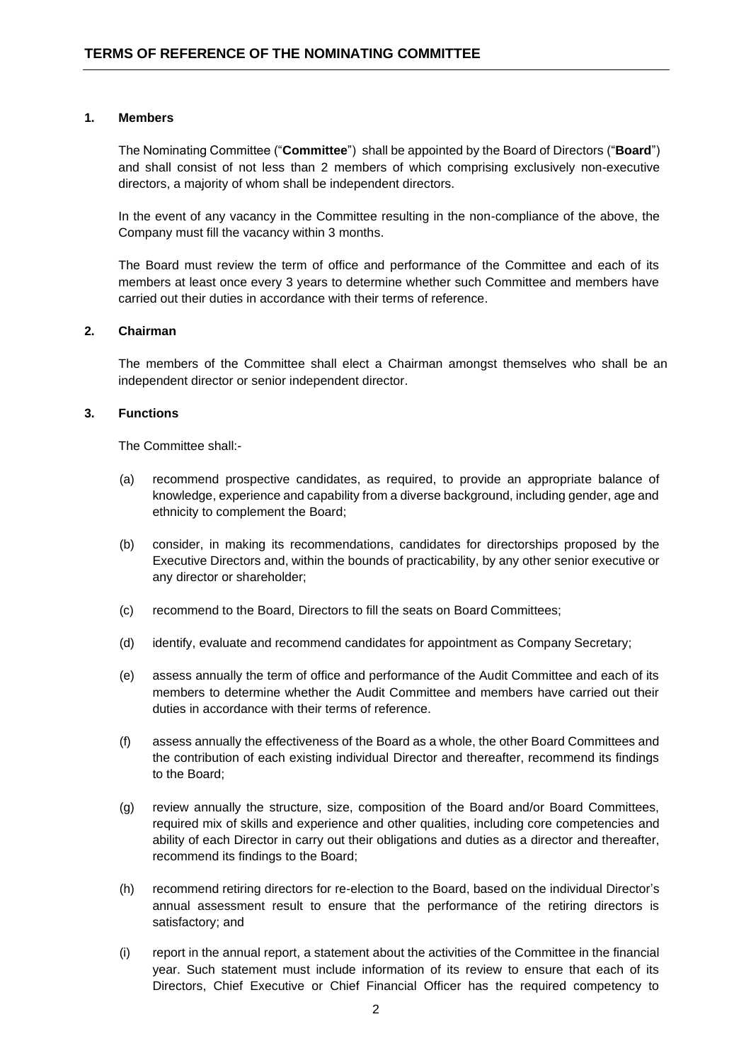## TERMS OF REFERENCE OF THE NOMINATING COMMITTEE

### 1. Members

The Nominating Committee ("**Committee**") shall be appointed by the Board of Directors ("**Board**") and shall consist of not less than 2 members of which comprising exclusively non-executive directors, a majority of whom shall be independent directors.

In the event of any vacancy in the Committee resulting in the non-compliance of the above, the Company must fill the vacancy within 3 months.

The Board must review the term of office and performance of the Committee and each of its members at least once every 3 years to determine whether such Committee and members have carried out their duties in accordance with their terms of reference.

### 2. Chairman

The members of the Committee shall elect a Chairman amongst themselves who shall be an independent director or senior independent director.

### 3. Functions

The Committee shall:-

(a) recommend prospective candidates, as required, to provide an appropriate balance of knowledge, experience and capability from a diverse background, including gender, age and ethnicity to complement the Board;

(b) consider, in making its recommendations, candidates for directorships proposed by the Executive Directors and, within the bounds of practicability, by any other senior executive or any director or shareholder;

(c) recommend to the Board, Directors to fill the seats on Board Committees;

(d) identify, evaluate and recommend candidates for appointment as Company Secretary;

(e) assess annually the term of office and performance of the Audit Committee and each of its members to determine whether the Audit Committee and members have carried out their duties in accordance with their terms of reference.

(f) assess annually the effectiveness of the Board as a whole, the other Board Committees and the contribution of each existing individual Director and thereafter, recommend its findings to the Board;

(g) review annually the structure, size, composition of the Board and/or Board Committees, required mix of skills and experience and other qualities, including core competencies and ability of each Director in carry out their obligations and duties as a director and thereafter, recommend its findings to the Board;

(h) recommend retiring directors for re-election to the Board, based on the individual Director's annual assessment result to ensure that the performance of the retiring directors is satisfactory; and

(i) report in the annual report, a statement about the activities of the Committee in the financial year. Such statement must include information of its review to ensure that each of its Directors, Chief Executive or Chief Financial Officer has the required competency to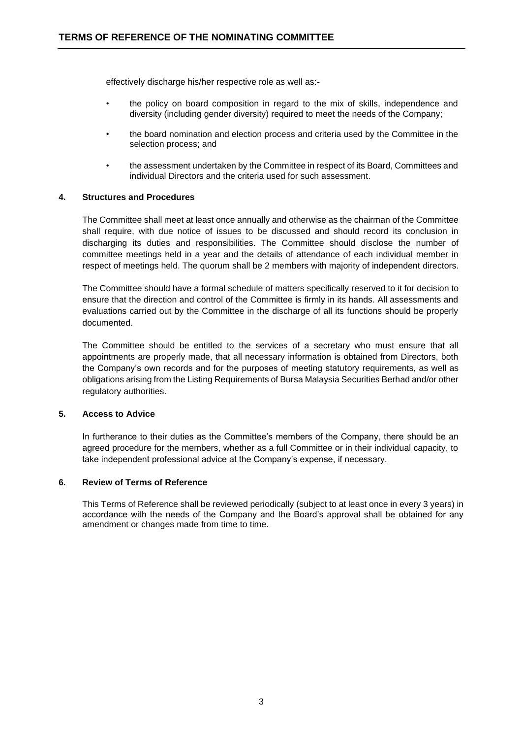effectively discharge his/her respective role as well as:-

- the policy on board composition in regard to the mix of skills, independence and diversity (including gender diversity) required to meet the needs of the Company;
- the board nomination and election process and criteria used by the Committee in the selection process; and
- the assessment undertaken by the Committee in respect of its Board, Committees and individual Directors and the criteria used for such assessment.

## 4. Structures and Procedures

The Committee shall meet at least once annually and otherwise as the chairman of the Committee shall require, with due notice of issues to be discussed and should record its conclusion in discharging its duties and responsibilities. The Committee should disclose the number of committee meetings held in a year and the details of attendance of each individual member in respect of meetings held. The quorum shall be 2 members with majority of independent directors.

The Committee should have a formal schedule of matters specifically reserved to it for decision to ensure that the direction and control of the Committee is firmly in its hands. All assessments and evaluations carried out by the Committee in the discharge of all its functions should be properly documented.

The Committee should be entitled to the services of a secretary who must ensure that all appointments are properly made, that all necessary information is obtained from Directors, both the Company's own records and for the purposes of meeting statutory requirements, as well as obligations arising from the Listing Requirements of Bursa Malaysia Securities Berhad and/or other regulatory authorities.

## 5. Access to Advice

In furtherance to their duties as the Committee's members of the Company, there should be an agreed procedure for the members, whether as a full Committee or in their individual capacity, to take independent professional advice at the Company's expense, if necessary.

## 6. Review of Terms of Reference

This Terms of Reference shall be reviewed periodically (subject to at least once in every 3 years) in accordance with the needs of the Company and the Board's approval shall be obtained for any amendment or changes made from time to time.